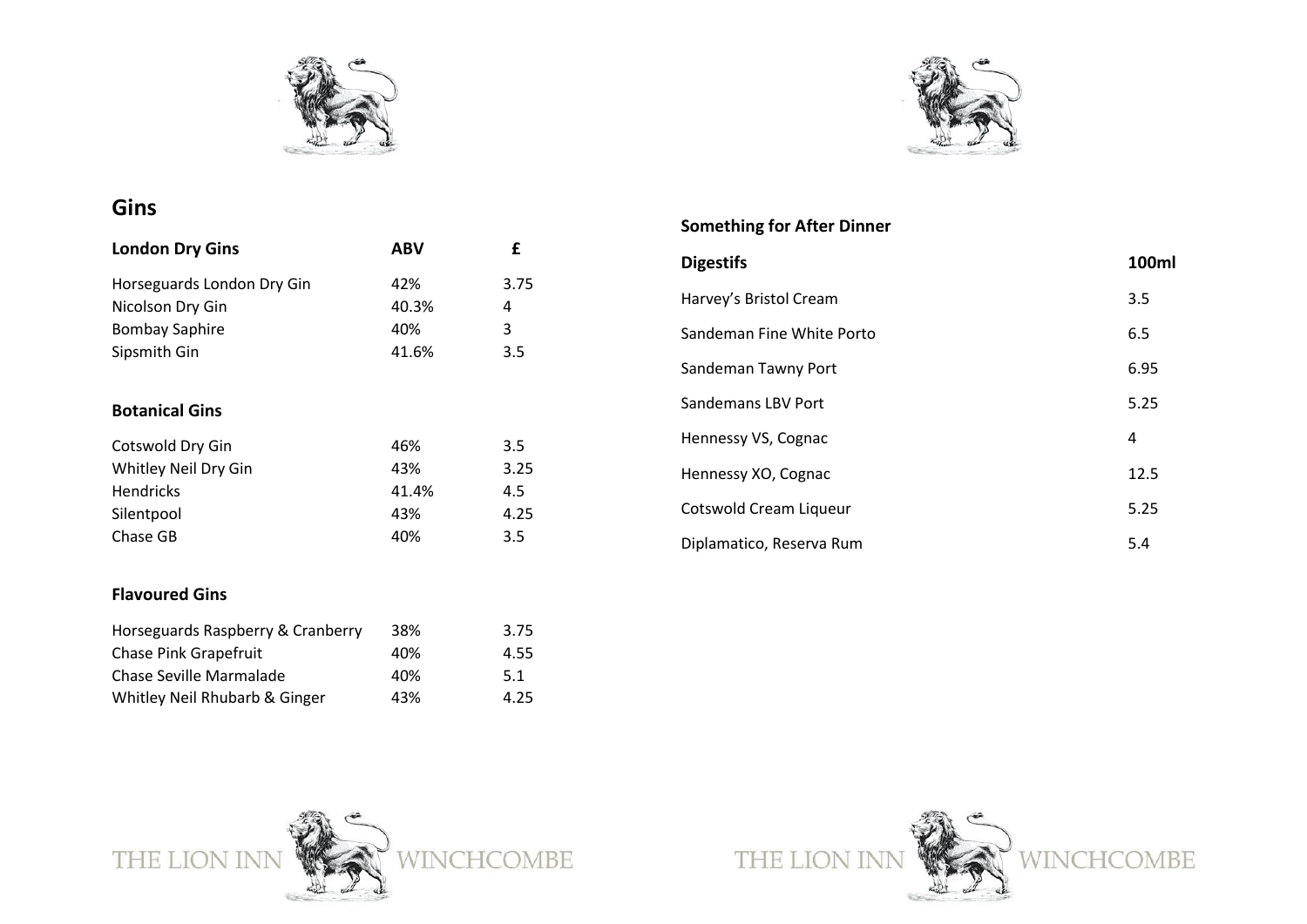# Gins

| London Dry Gins | ABV | £ |
|---|---|---|
| Horseguards London Dry Gin | 42% | 3.75 |
| Nicolson Dry Gin | 40.3% | 4 |
| Bombay Saphire | 40% | 3 |
| Sipsmith Gin | 41.6% | 3.5 |

| Botanical Gins | | |
|---|---|---|
| Cotswold Dry Gin | 46% | 3.5 |
| Whitley Neil Dry Gin | 43% | 3.25 |
| Hendricks | 41.4% | 4.5 |
| Silentpool | 43% | 4.25 |
| Chase GB | 40% | 3.5 |

| Flavoured Gins | | |
|---|---|---|
| Horseguards Raspberry & Cranberry | 38% | 3.75 |
| Chase Pink Grapefruit | 40% | 4.55 |
| Chase Seville Marmalade | 40% | 5.1 |
| Whitley Neil Rhubarb & Ginger | 43% | 4.25 |

## Something for After Dinner

| Digestifs | 100ml |
|---|---|
| Harvey's Bristol Cream | 3.5 |
| Sandeman Fine White Porto | 6.5 |
| Sandeman Tawny Port | 6.95 |
| Sandemans LBV Port | 5.25 |
| Hennessy VS, Cognac | 4 |
| Hennessy XO, Cognac | 12.5 |
| Cotswold Cream Liqueur | 5.25 |
| Diplamatico, Reserva Rum | 5.4 |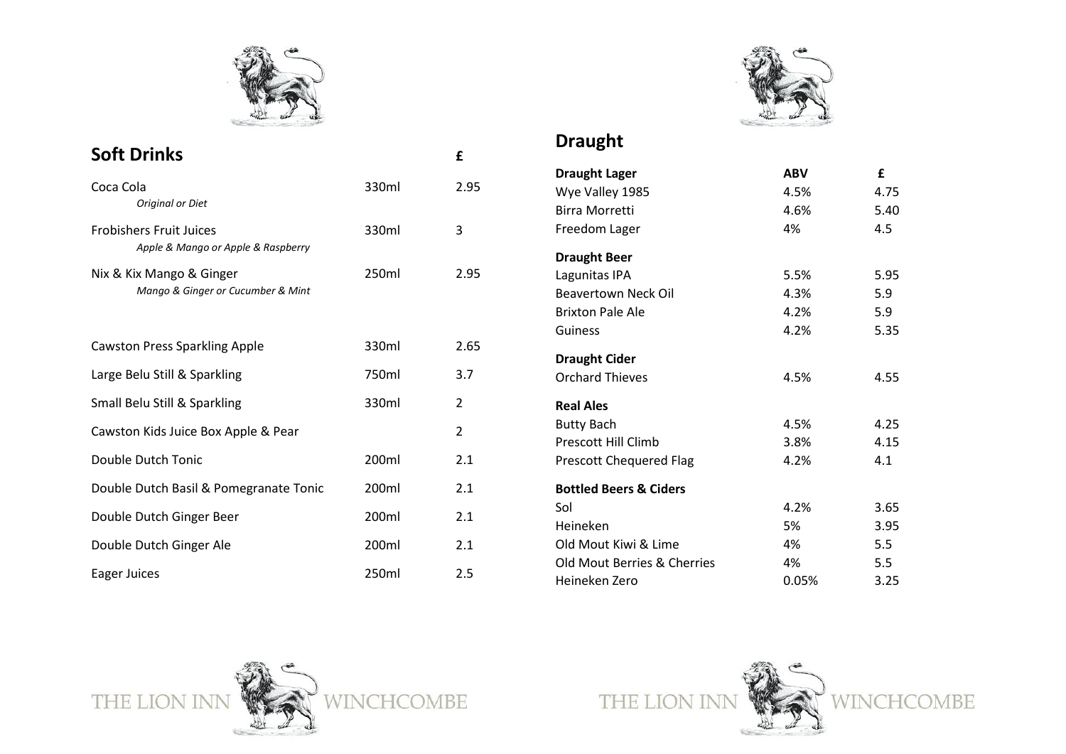## Soft Drinks

| | | £ |
|---|---|---|
| Coca Cola<br>*Original or Diet* | 330ml | 2.95 |
| Frobishers Fruit Juices<br>*Apple & Mango or Apple & Raspberry* | 330ml | 3 |
| Nix & Kix Mango & Ginger<br>*Mango & Ginger or Cucumber & Mint* | 250ml | 2.95 |
| Cawston Press Sparkling Apple | 330ml | 2.65 |
| Large Belu Still & Sparkling | 750ml | 3.7 |
| Small Belu Still & Sparkling | 330ml | 2 |
| Cawston Kids Juice Box Apple & Pear | | 2 |
| Double Dutch Tonic | 200ml | 2.1 |
| Double Dutch Basil & Pomegranate Tonic | 200ml | 2.1 |
| Double Dutch Ginger Beer | 200ml | 2.1 |
| Double Dutch Ginger Ale | 200ml | 2.1 |
| Eager Juices | 250ml | 2.5 |

THE LION INN WINCHCOMBE

## Draught

| **Draught Lager** | **ABV** | **£** |
|---|---|---|
| Wye Valley 1985 | 4.5% | 4.75 |
| Birra Morretti | 4.6% | 5.40 |
| Freedom Lager | 4% | 4.5 |
| **Draught Beer** | | |
| Lagunitas IPA | 5.5% | 5.95 |
| Beavertown Neck Oil | 4.3% | 5.9 |
| Brixton Pale Ale | 4.2% | 5.9 |
| Guiness | 4.2% | 5.35 |
| **Draught Cider** | | |
| Orchard Thieves | 4.5% | 4.55 |
| **Real Ales** | | |
| Butty Bach | 4.5% | 4.25 |
| Prescott Hill Climb | 3.8% | 4.15 |
| Prescott Chequered Flag | 4.2% | 4.1 |
| **Bottled Beers & Ciders** | | |
| Sol | 4.2% | 3.65 |
| Heineken | 5% | 3.95 |
| Old Mout Kiwi & Lime | 4% | 5.5 |
| Old Mout Berries & Cherries | 4% | 5.5 |
| Heineken Zero | 0.05% | 3.25 |

THE LION INN WINCHCOMBE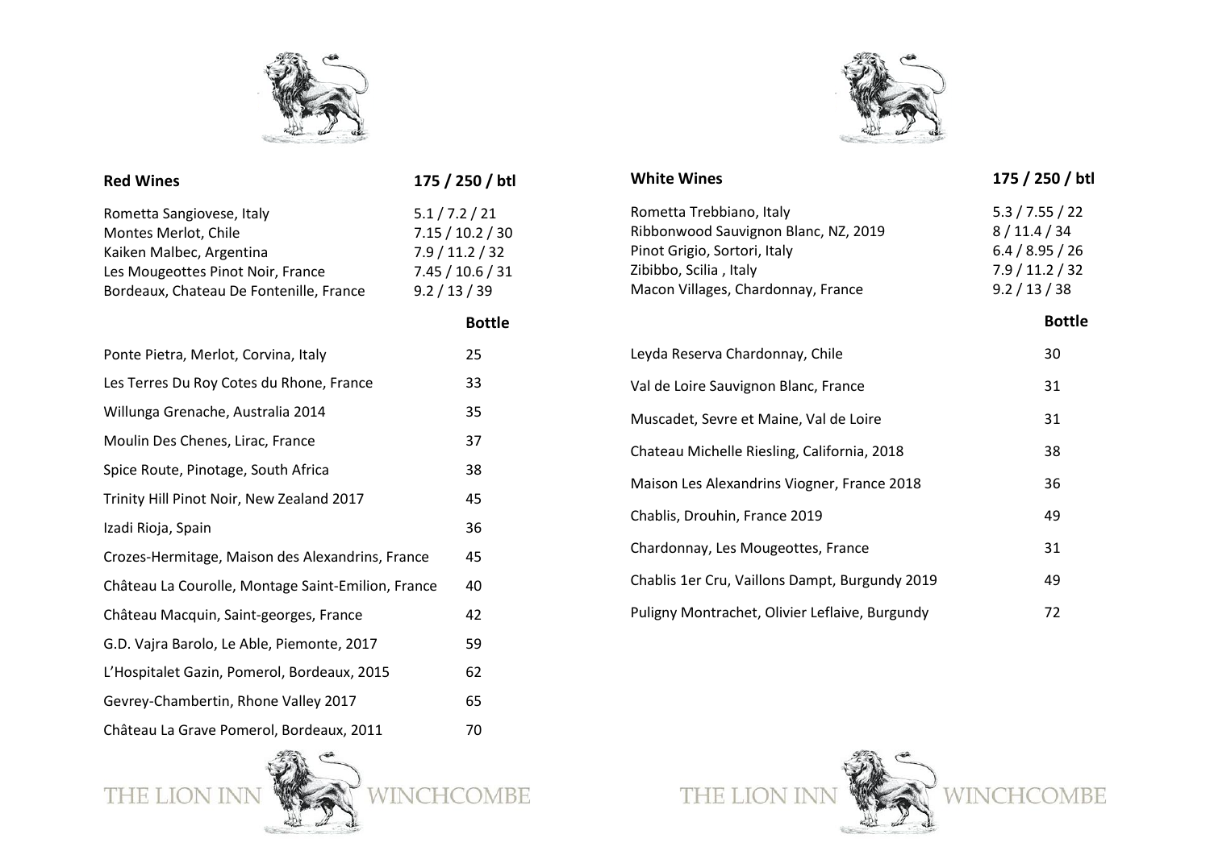| Red Wines | 175 / 250 / btl |
|---|---|
| Rometta Sangiovese, Italy | 5.1 / 7.2 / 21 |
| Montes Merlot, Chile | 7.15 / 10.2 / 30 |
| Kaiken Malbec, Argentina | 7.9 / 11.2 / 32 |
| Les Mougeottes Pinot Noir, France | 7.45 / 10.6 / 31 |
| Bordeaux, Chateau De Fontenille, France | 9.2 / 13 / 39 |

| | Bottle |
|---|---|
| Ponte Pietra, Merlot, Corvina, Italy | 25 |
| Les Terres Du Roy Cotes du Rhone, France | 33 |
| Willunga Grenache, Australia 2014 | 35 |
| Moulin Des Chenes, Lirac, France | 37 |
| Spice Route, Pinotage, South Africa | 38 |
| Trinity Hill Pinot Noir, New Zealand 2017 | 45 |
| Izadi Rioja, Spain | 36 |
| Crozes-Hermitage, Maison des Alexandrins, France | 45 |
| Château La Courolle, Montage Saint-Emilion, France | 40 |
| Château Macquin, Saint-georges, France | 42 |
| G.D. Vajra Barolo, Le Able, Piemonte, 2017 | 59 |
| L'Hospitalet Gazin, Pomerol, Bordeaux, 2015 | 62 |
| Gevrey-Chambertin, Rhone Valley 2017 | 65 |
| Château La Grave Pomerol, Bordeaux, 2011 | 70 |

| White Wines | 175 / 250 / btl |
|---|---|
| Rometta Trebbiano, Italy | 5.3 / 7.55 / 22 |
| Ribbonwood Sauvignon Blanc, NZ, 2019 | 8 / 11.4 / 34 |
| Pinot Grigio, Sortori, Italy | 6.4 / 8.95 / 26 |
| Zibibbo, Scilia , Italy | 7.9 / 11.2 / 32 |
| Macon Villages, Chardonnay, France | 9.2 / 13 / 38 |

| | Bottle |
|---|---|
| Leyda Reserva Chardonnay, Chile | 30 |
| Val de Loire Sauvignon Blanc, France | 31 |
| Muscadet, Sevre et Maine, Val de Loire | 31 |
| Chateau Michelle Riesling, California, 2018 | 38 |
| Maison Les Alexandrins Viogner, France 2018 | 36 |
| Chablis, Drouhin, France 2019 | 49 |
| Chardonnay, Les Mougeottes, France | 31 |
| Chablis 1er Cru, Vaillons Dampt, Burgundy 2019 | 49 |
| Puligny Montrachet, Olivier Leflaive, Burgundy | 72 |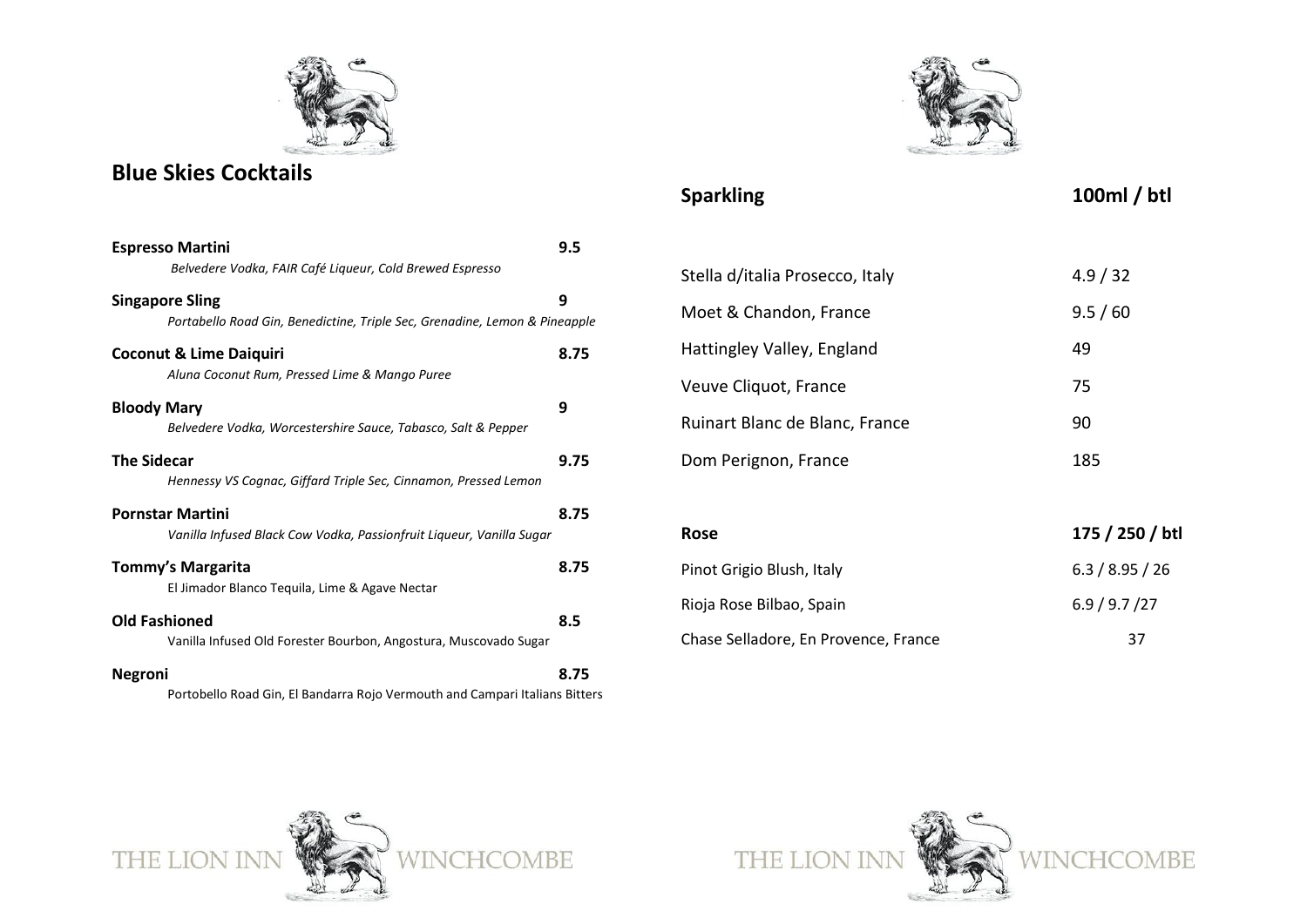## Blue Skies Cocktails

**Espresso Martini** **9.5**
*Belvedere Vodka, FAIR Café Liqueur, Cold Brewed Espresso*

**Singapore Sling** **9**
*Portabello Road Gin, Benedictine, Triple Sec, Grenadine, Lemon & Pineapple*

**Coconut & Lime Daiquiri** **8.75**
*Aluna Coconut Rum, Pressed Lime & Mango Puree*

**Bloody Mary** **9**
*Belvedere Vodka, Worcestershire Sauce, Tabasco, Salt & Pepper*

**The Sidecar** **9.75**
*Hennessy VS Cognac, Giffard Triple Sec, Cinnamon, Pressed Lemon*

**Pornstar Martini** **8.75**
*Vanilla Infused Black Cow Vodka, Passionfruit Liqueur, Vanilla Sugar*

**Tommy's Margarita** **8.75**
El Jimador Blanco Tequila, Lime & Agave Nectar

**Old Fashioned** **8.5**
Vanilla Infused Old Forester Bourbon, Angostura, Muscovado Sugar

**Negroni** **8.75**
Portobello Road Gin, El Bandarra Rojo Vermouth and Campari Italians Bitters

| **Sparkling** | **100ml / btl** |
|---|---|
| Stella d/italia Prosecco, Italy | 4.9 / 32 |
| Moet & Chandon, France | 9.5 / 60 |
| Hattingley Valley, England | 49 |
| Veuve Cliquot, France | 75 |
| Ruinart Blanc de Blanc, France | 90 |
| Dom Perignon, France | 185 |

| **Rose** | **175 / 250 / btl** |
|---|---|
| Pinot Grigio Blush, Italy | 6.3 / 8.95 / 26 |
| Rioja Rose Bilbao, Spain | 6.9 / 9.7 /27 |
| Chase Selladore, En Provence, France | 37 |

THE LION INN WINCHCOMBE

THE LION INN WINCHCOMBE